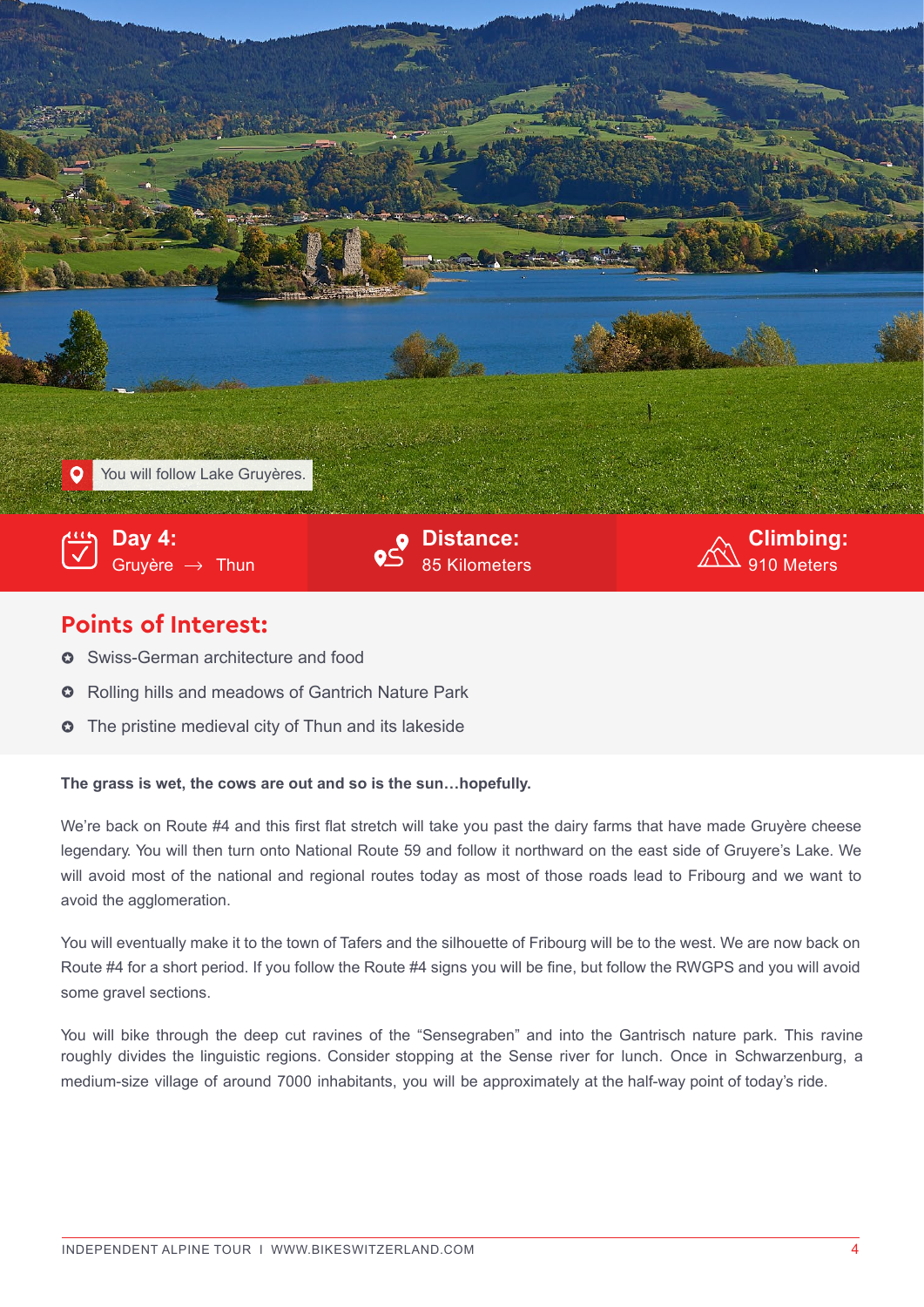You will follow Lake Gruyères.

**Day 4:** Gruyère → Thun

**Distance:** 85 Kilometers

**Climbing:** 910 Meters

## Points of Interest:

- Swiss-German architecture and food
- Rolling hills and meadows of Gantrich Nature Park
- The pristine medieval city of Thun and its lakeside

**The grass is wet, the cows are out and so is the sun…hopefully.**

We're back on Route #4 and this first flat stretch will take you past the dairy farms that have made Gruyère cheese legendary. You will then turn onto National Route 59 and follow it northward on the east side of Gruyere's Lake. We will avoid most of the national and regional routes today as most of those roads lead to Fribourg and we want to avoid the agglomeration.

You will eventually make it to the town of Tafers and the silhouette of Fribourg will be to the west. We are now back on Route #4 for a short period. If you follow the Route #4 signs you will be fine, but follow the RWGPS and you will avoid some gravel sections.

You will bike through the deep cut ravines of the "Sensegraben" and into the Gantrisch nature park. This ravine roughly divides the linguistic regions. Consider stopping at the Sense river for lunch. Once in Schwarzenburg, a medium-size village of around 7000 inhabitants, you will be approximately at the half-way point of today's ride.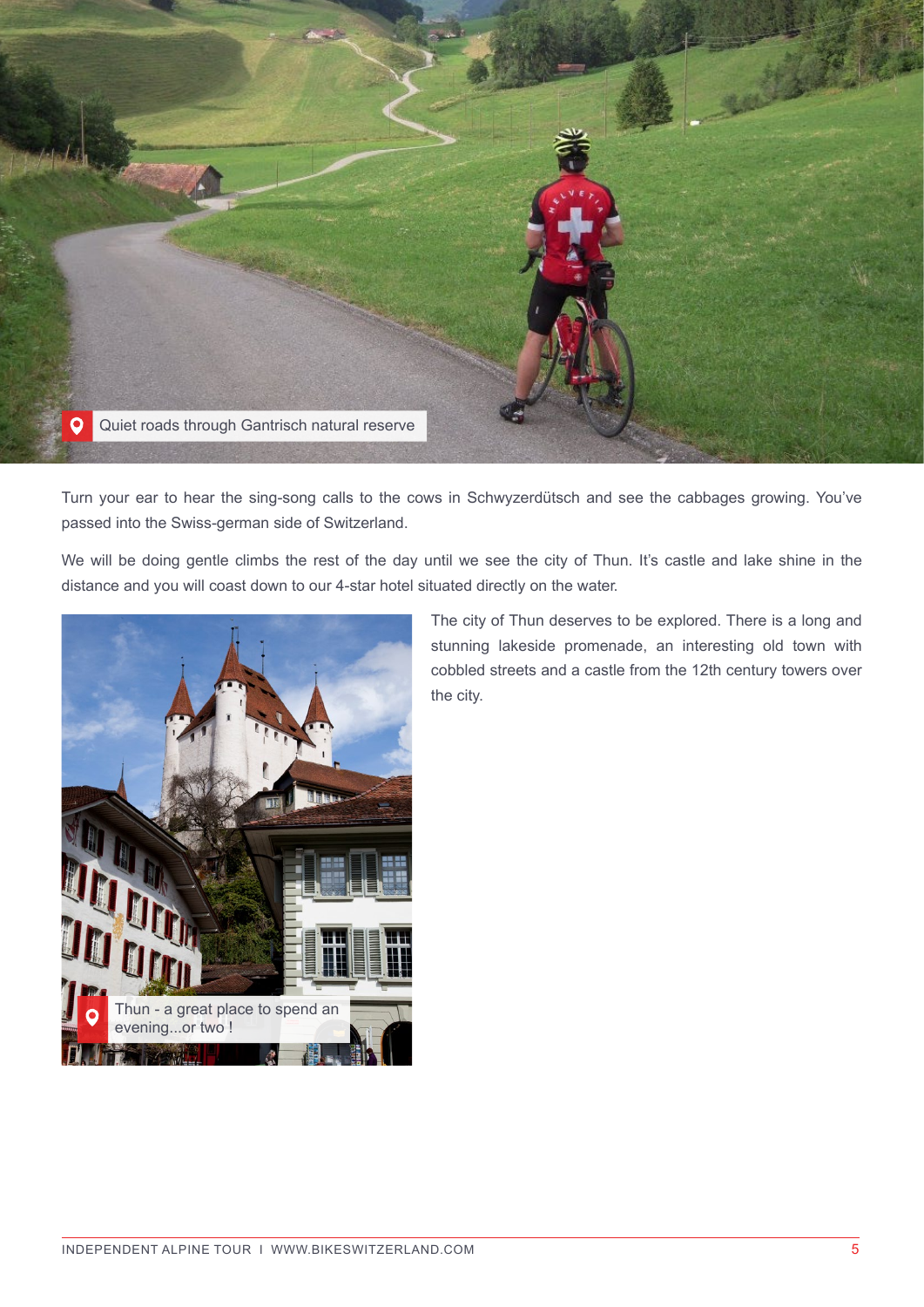Quiet roads through Gantrisch natural reserve

Turn your ear to hear the sing-song calls to the cows in Schwyzerdütsch and see the cabbages growing. You've passed into the Swiss-german side of Switzerland.

We will be doing gentle climbs the rest of the day until we see the city of Thun. It's castle and lake shine in the distance and you will coast down to our 4-star hotel situated directly on the water.

The city of Thun deserves to be explored. There is a long and stunning lakeside promenade, an interesting old town with cobbled streets and a castle from the 12th century towers over the city.

Thun - a great place to spend an evening...or two !